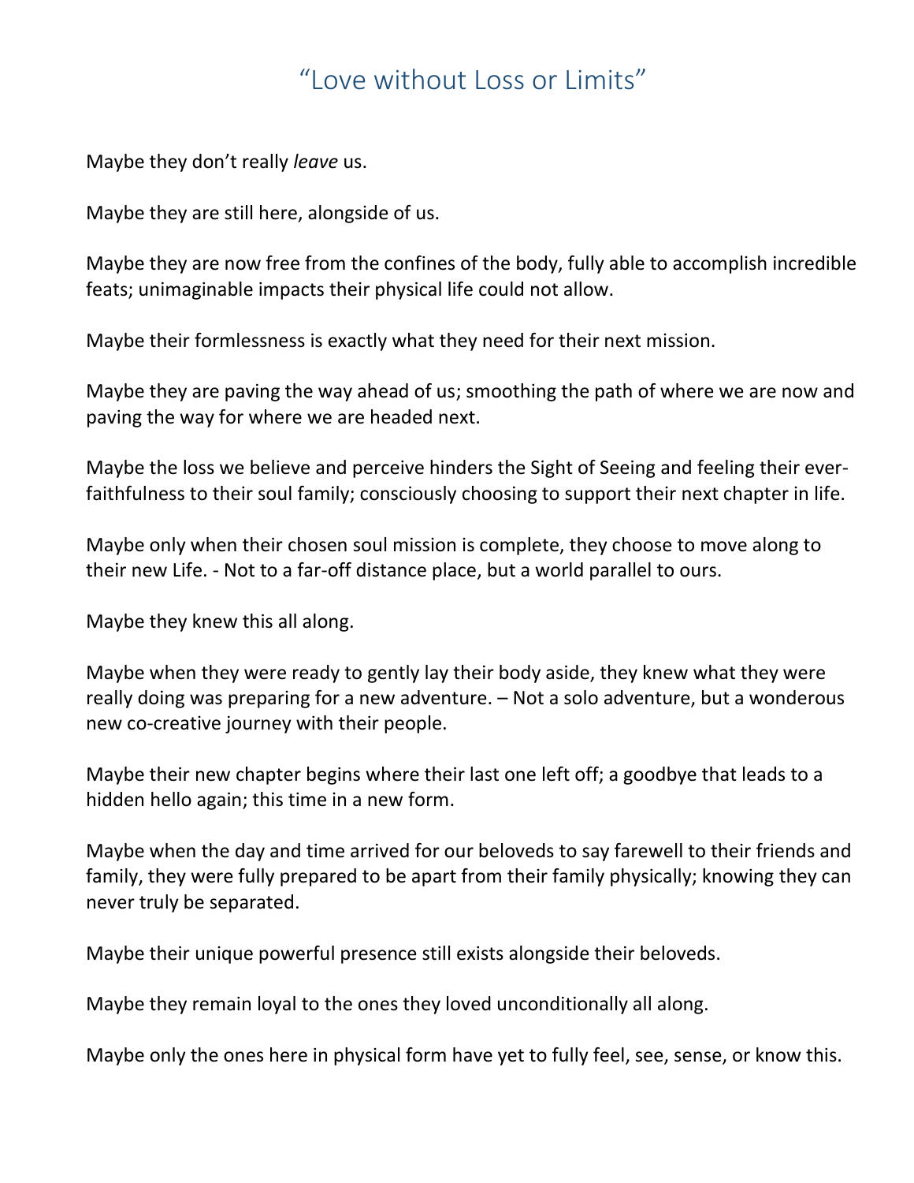# “Love without Loss or Limits”

Maybe they don’t really *leave* us.

Maybe they are still here, alongside of us.

Maybe they are now free from the confines of the body, fully able to accomplish incredible feats; unimaginable impacts their physical life could not allow.

Maybe their formlessness is exactly what they need for their next mission.

Maybe they are paving the way ahead of us; smoothing the path of where we are now and paving the way for where we are headed next.

Maybe the loss we believe and perceive hinders the Sight of Seeing and feeling their ever-faithfulness to their soul family; consciously choosing to support their next chapter in life.

Maybe only when their chosen soul mission is complete, they choose to move along to their new Life. - Not to a far-off distance place, but a world parallel to ours.

Maybe they knew this all along.

Maybe when they were ready to gently lay their body aside, they knew what they were really doing was preparing for a new adventure. – Not a solo adventure, but a wonderous new co-creative journey with their people.

Maybe their new chapter begins where their last one left off; a goodbye that leads to a hidden hello again; this time in a new form.

Maybe when the day and time arrived for our beloveds to say farewell to their friends and family, they were fully prepared to be apart from their family physically; knowing they can never truly be separated.

Maybe their unique powerful presence still exists alongside their beloveds.

Maybe they remain loyal to the ones they loved unconditionally all along.

Maybe only the ones here in physical form have yet to fully feel, see, sense, or know this.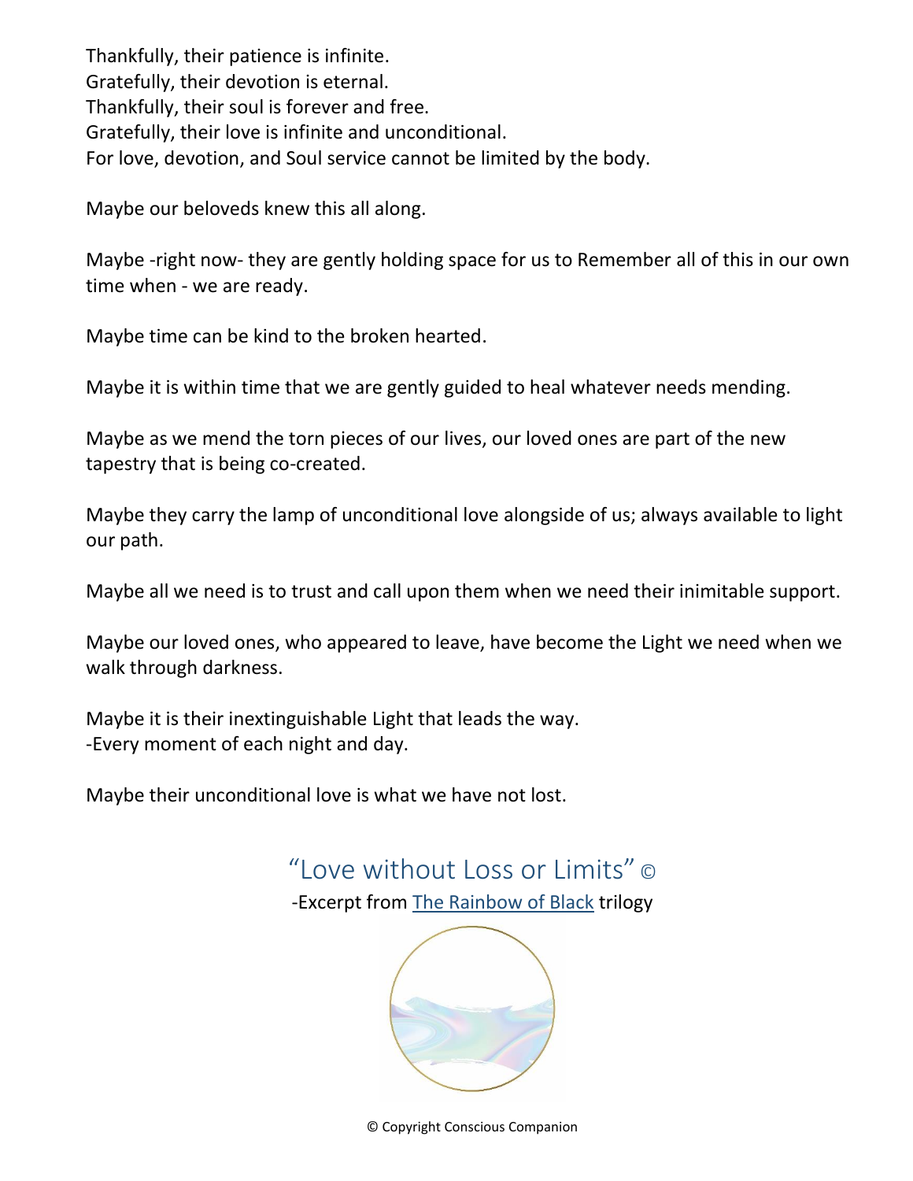Thankfully, their patience is infinite.
Gratefully, their devotion is eternal.
Thankfully, their soul is forever and free.
Gratefully, their love is infinite and unconditional.
For love, devotion, and Soul service cannot be limited by the body.

Maybe our beloveds knew this all along.

Maybe -right now- they are gently holding space for us to Remember all of this in our own time when - we are ready.

Maybe time can be kind to the broken hearted.

Maybe it is within time that we are gently guided to heal whatever needs mending.

Maybe as we mend the torn pieces of our lives, our loved ones are part of the new tapestry that is being co-created.

Maybe they carry the lamp of unconditional love alongside of us; always available to light our path.

Maybe all we need is to trust and call upon them when we need their inimitable support.

Maybe our loved ones, who appeared to leave, have become the Light we need when we walk through darkness.

Maybe it is their inextinguishable Light that leads the way.
-Every moment of each night and day.

Maybe their unconditional love is what we have not lost.

## "Love without Loss or Limits" ©

-Excerpt from The Rainbow of Black trilogy

© Copyright Conscious Companion